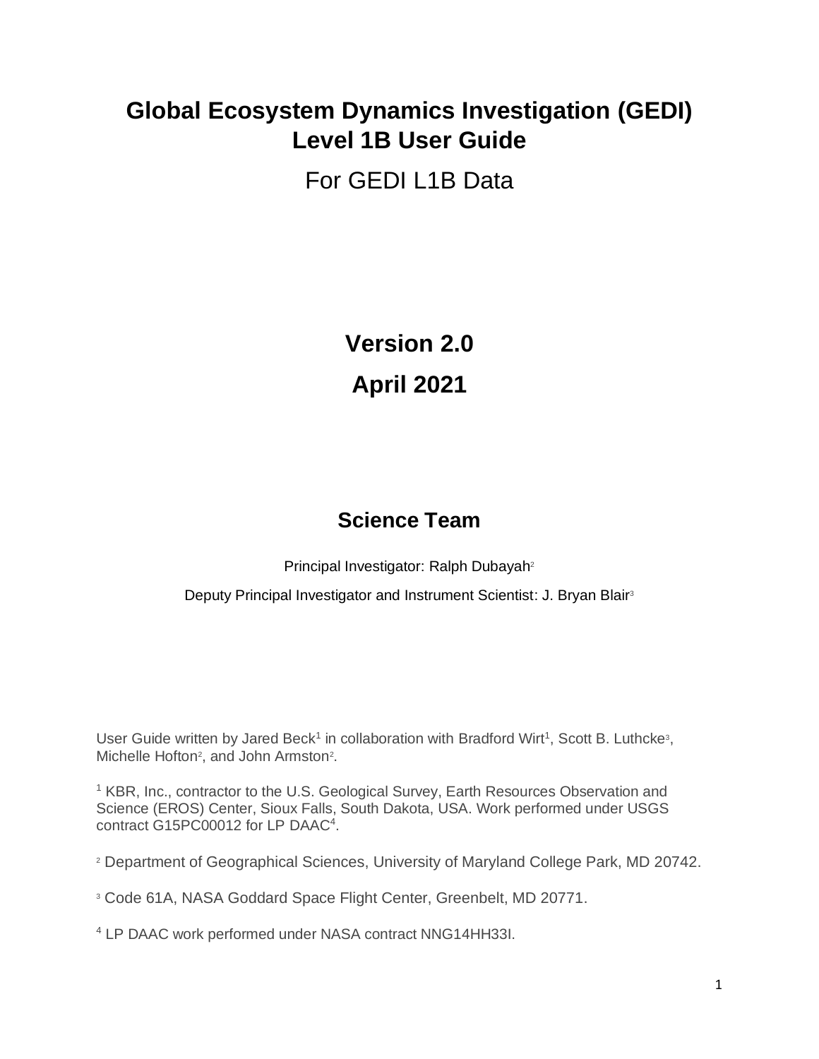# Global Ecosystem Dynamics Investigation (GEDI) Level 1B User Guide

For GEDI L1B Data

**Version 2.0**

**April 2021**

## Science Team

Principal Investigator: Ralph Dubayah[2]

Deputy Principal Investigator and Instrument Scientist: J. Bryan Blair[3]

User Guide written by Jared Beck[1] in collaboration with Bradford Wirt[1], Scott B. Luthcke[3], Michelle Hofton[2], and John Armston[2].

[1] KBR, Inc., contractor to the U.S. Geological Survey, Earth Resources Observation and Science (EROS) Center, Sioux Falls, South Dakota, USA. Work performed under USGS contract G15PC00012 for LP DAAC[4].

[2] Department of Geographical Sciences, University of Maryland College Park, MD 20742.

[3] Code 61A, NASA Goddard Space Flight Center, Greenbelt, MD 20771.

[4] LP DAAC work performed under NASA contract NNG14HH33I.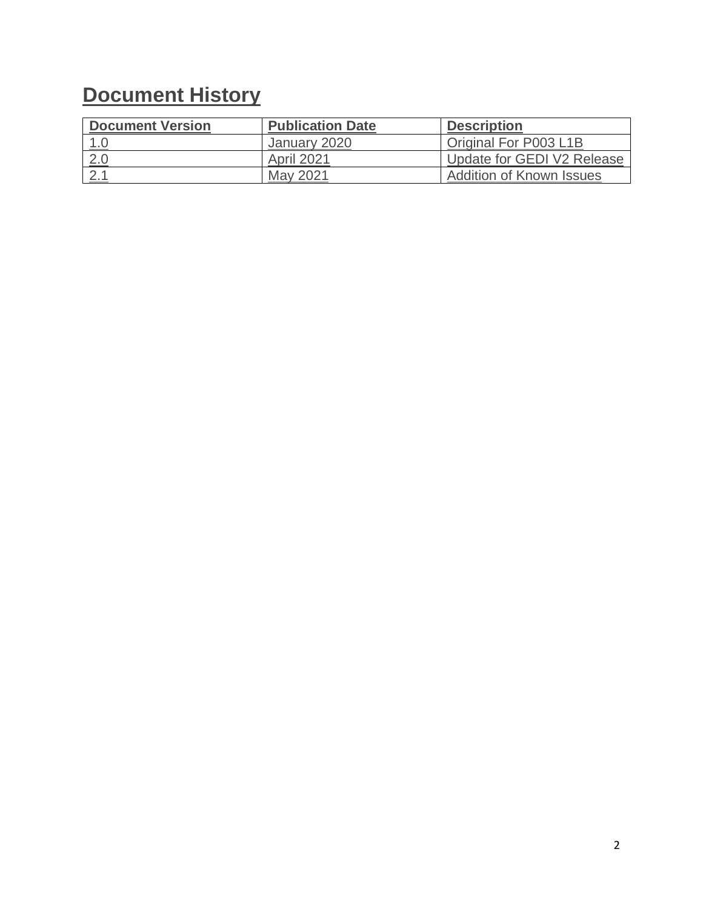# Document History

| Document Version | Publication Date | Description |
|---|---|---|
| 1.0 | January 2020 | Original For P003 L1B |
| 2.0 | April 2021 | Update for GEDI V2 Release |
| 2.1 | May 2021 | Addition of Known Issues |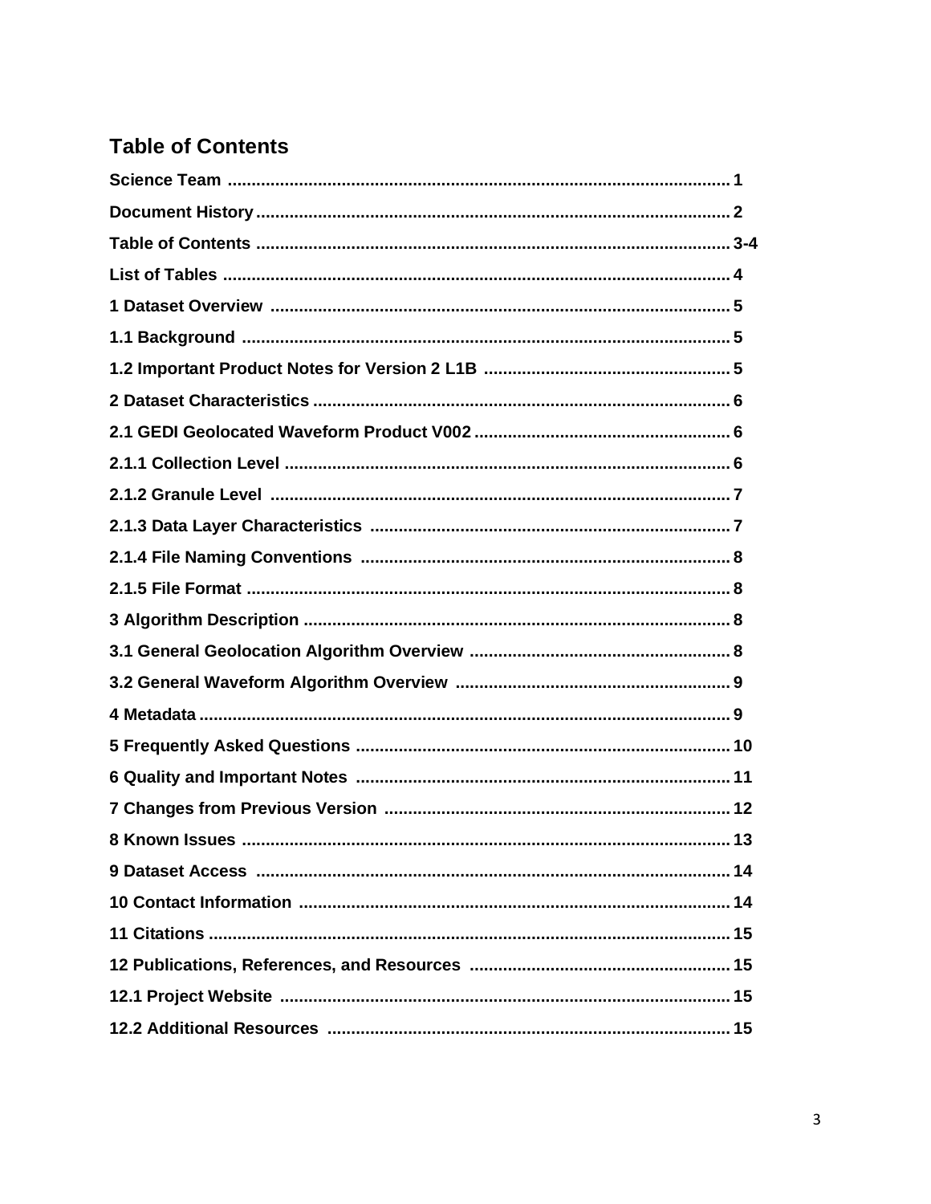## Table of Contents

**Science Team** ........................................................................................................ 1
**Document History** .................................................................................................. 2
**Table of Contents** ................................................................................................. 3-4
**List of Tables** ......................................................................................................... 4
**1 Dataset Overview** ................................................................................................ 5
**1.1 Background** ...................................................................................................... 5
**1.2 Important Product Notes for Version 2 L1B** .................................................. 5
**2 Dataset Characteristics** ...................................................................................... 6
**2.1 GEDI Geolocated Waveform Product V002** ..................................................... 6
**2.1.1 Collection Level** ............................................................................................. 6
**2.1.2 Granule Level** ................................................................................................ 7
**2.1.3 Data Layer Characteristics** ........................................................................... 7
**2.1.4 File Naming Conventions** ............................................................................. 8
**2.1.5 File Format** ..................................................................................................... 8
**3 Algorithm Description** ......................................................................................... 8
**3.1 General Geolocation Algorithm Overview** ...................................................... 8
**3.2 General Waveform Algorithm Overview** ......................................................... 9
**4 Metadata** ............................................................................................................... 9
**5 Frequently Asked Questions** .............................................................................. 10
**6 Quality and Important Notes** .............................................................................. 11
**7 Changes from Previous Version** ........................................................................ 12
**8 Known Issues** ...................................................................................................... 13
**9 Dataset Access** ................................................................................................... 14
**10 Contact Information** .......................................................................................... 14
**11 Citations** ............................................................................................................ 15
**12 Publications, References, and Resources** ...................................................... 15
**12.1 Project Website** ............................................................................................... 15
**12.2 Additional Resources** ..................................................................................... 15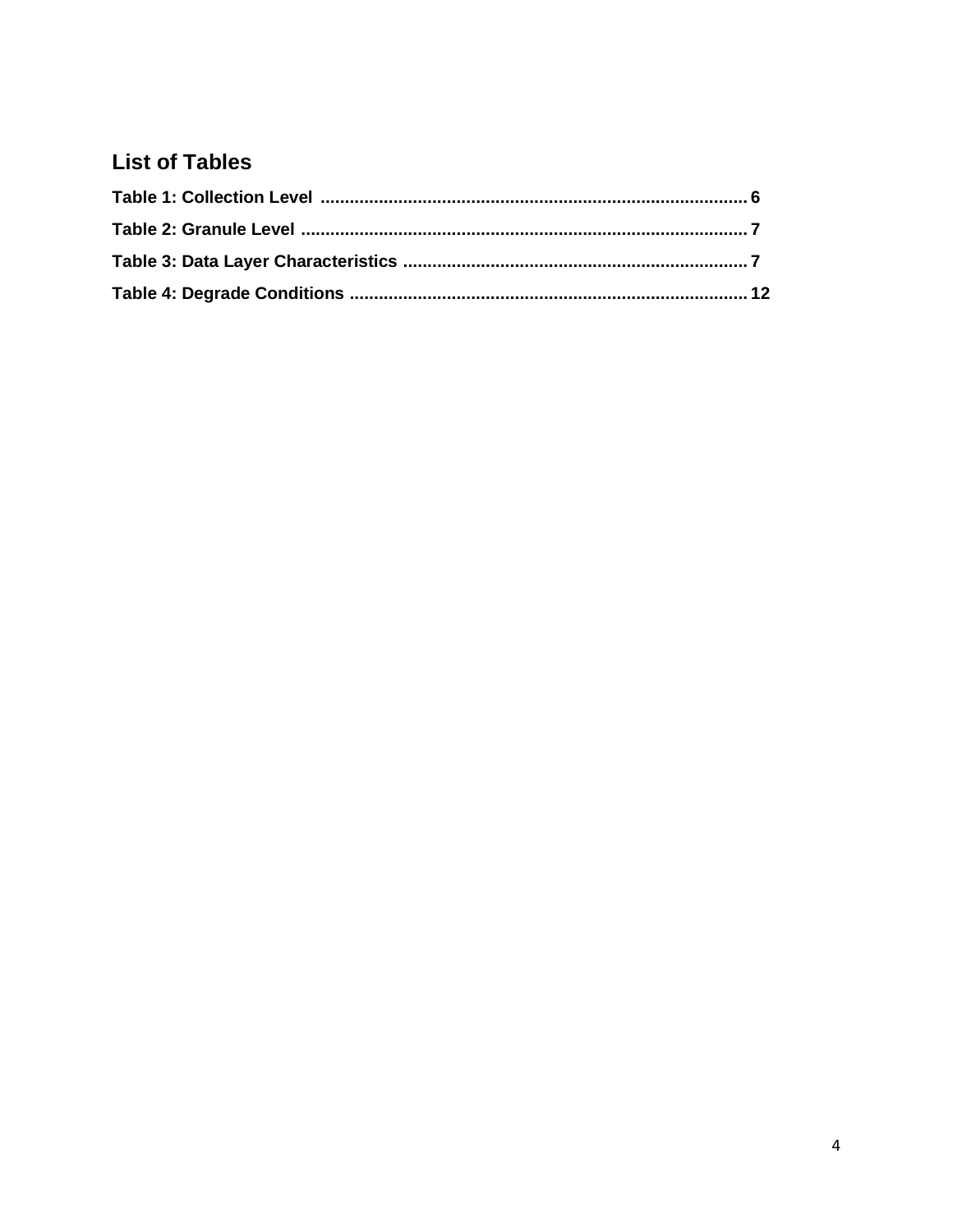## List of Tables

**Table 1: Collection Level** ........................................................................................ **6**

**Table 2: Granule Level** ........................................................................................... **7**

**Table 3: Data Layer Characteristics** ....................................................................... **7**

**Table 4: Degrade Conditions** ................................................................................. **12**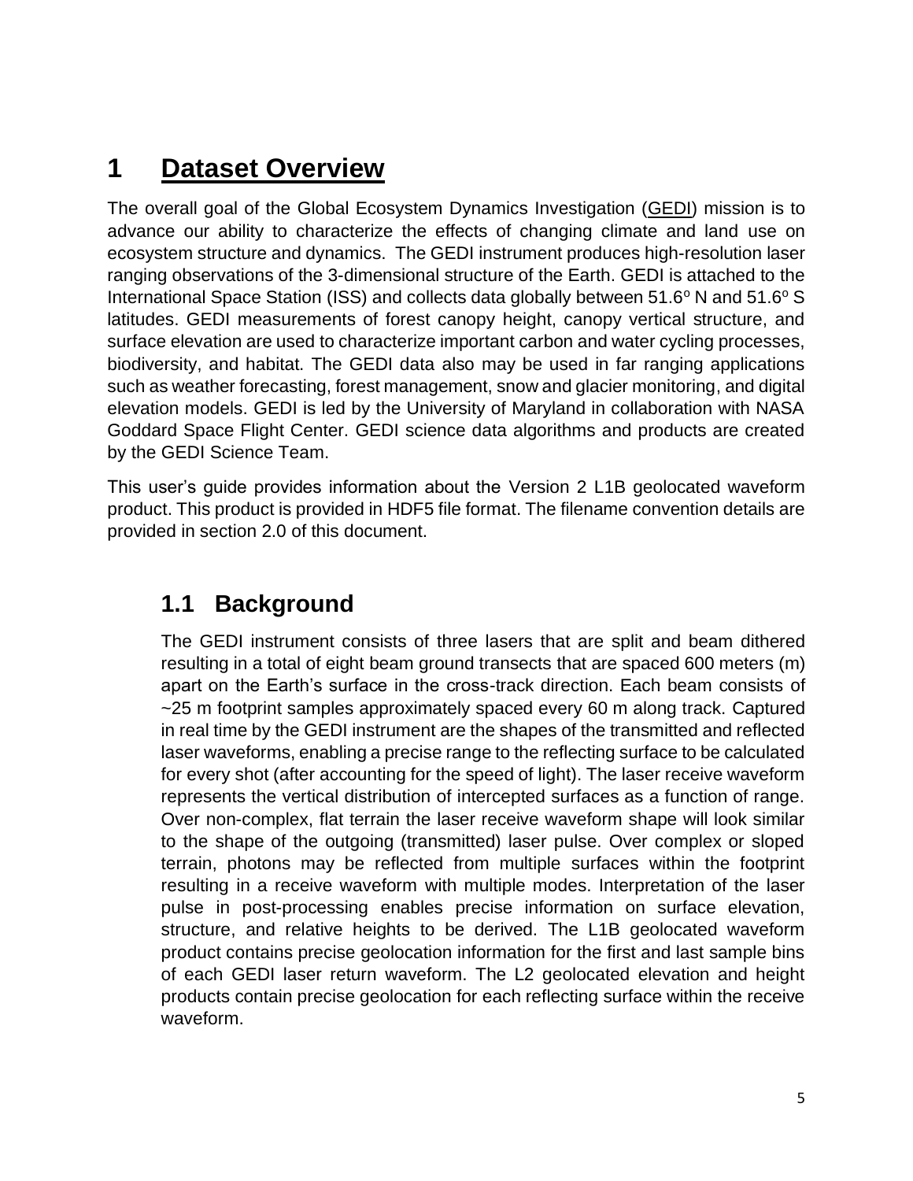# 1 Dataset Overview

The overall goal of the Global Ecosystem Dynamics Investigation (GEDI) mission is to advance our ability to characterize the effects of changing climate and land use on ecosystem structure and dynamics. The GEDI instrument produces high-resolution laser ranging observations of the 3-dimensional structure of the Earth. GEDI is attached to the International Space Station (ISS) and collects data globally between 51.6$^o$ N and 51.6$^o$ S latitudes. GEDI measurements of forest canopy height, canopy vertical structure, and surface elevation are used to characterize important carbon and water cycling processes, biodiversity, and habitat. The GEDI data also may be used in far ranging applications such as weather forecasting, forest management, snow and glacier monitoring, and digital elevation models. GEDI is led by the University of Maryland in collaboration with NASA Goddard Space Flight Center. GEDI science data algorithms and products are created by the GEDI Science Team.

This user's guide provides information about the Version 2 L1B geolocated waveform product. This product is provided in HDF5 file format. The filename convention details are provided in section 2.0 of this document.

## 1.1 Background

The GEDI instrument consists of three lasers that are split and beam dithered resulting in a total of eight beam ground transects that are spaced 600 meters (m) apart on the Earth's surface in the cross-track direction. Each beam consists of ~25 m footprint samples approximately spaced every 60 m along track. Captured in real time by the GEDI instrument are the shapes of the transmitted and reflected laser waveforms, enabling a precise range to the reflecting surface to be calculated for every shot (after accounting for the speed of light). The laser receive waveform represents the vertical distribution of intercepted surfaces as a function of range. Over non-complex, flat terrain the laser receive waveform shape will look similar to the shape of the outgoing (transmitted) laser pulse. Over complex or sloped terrain, photons may be reflected from multiple surfaces within the footprint resulting in a receive waveform with multiple modes. Interpretation of the laser pulse in post-processing enables precise information on surface elevation, structure, and relative heights to be derived. The L1B geolocated waveform product contains precise geolocation information for the first and last sample bins of each GEDI laser return waveform. The L2 geolocated elevation and height products contain precise geolocation for each reflecting surface within the receive waveform.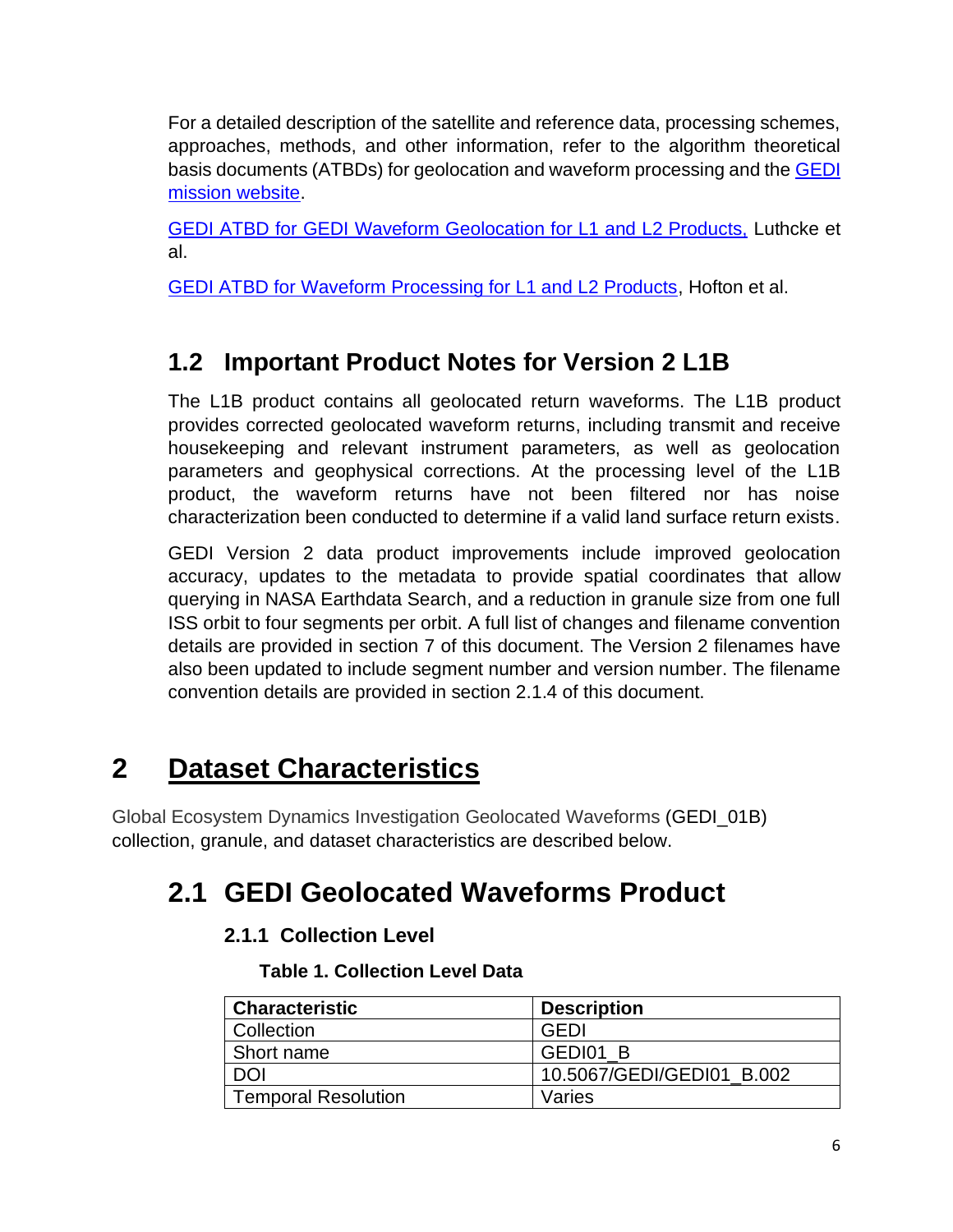For a detailed description of the satellite and reference data, processing schemes, approaches, methods, and other information, refer to the algorithm theoretical basis documents (ATBDs) for geolocation and waveform processing and the [GEDI mission website](#).

[GEDI ATBD for GEDI Waveform Geolocation for L1 and L2 Products,](#) Luthcke et al.

[GEDI ATBD for Waveform Processing for L1 and L2 Products](#), Hofton et al.

## 1.2 Important Product Notes for Version 2 L1B

The L1B product contains all geolocated return waveforms. The L1B product provides corrected geolocated waveform returns, including transmit and receive housekeeping and relevant instrument parameters, as well as geolocation parameters and geophysical corrections. At the processing level of the L1B product, the waveform returns have not been filtered nor has noise characterization been conducted to determine if a valid land surface return exists.

GEDI Version 2 data product improvements include improved geolocation accuracy, updates to the metadata to provide spatial coordinates that allow querying in NASA Earthdata Search, and a reduction in granule size from one full ISS orbit to four segments per orbit. A full list of changes and filename convention details are provided in section 7 of this document. The Version 2 filenames have also been updated to include segment number and version number. The filename convention details are provided in section 2.1.4 of this document.

# 2 Dataset Characteristics

Global Ecosystem Dynamics Investigation Geolocated Waveforms (GEDI_01B) collection, granule, and dataset characteristics are described below.

## 2.1 GEDI Geolocated Waveforms Product

### 2.1.1 Collection Level

**Table 1. Collection Level Data**

| Characteristic | Description |
|---|---|
| Collection | GEDI |
| Short name | GEDI01_B |
| DOI | 10.5067/GEDI/GEDI01_B.002 |
| Temporal Resolution | Varies |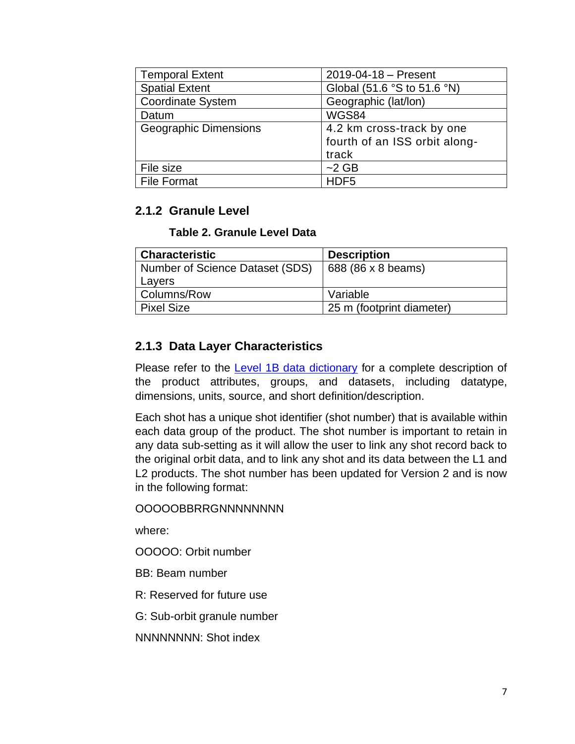| Temporal Extent | 2019-04-18 – Present |
|---|---|
| Spatial Extent | Global (51.6 °S to 51.6 °N) |
| Coordinate System | Geographic (lat/lon) |
| Datum | WGS84 |
| Geographic Dimensions | 4.2 km cross-track by one fourth of an ISS orbit along-track |
| File size | ~2 GB |
| File Format | HDF5 |

### 2.1.2 Granule Level

**Table 2. Granule Level Data**

| Characteristic | Description |
|---|---|
| Number of Science Dataset (SDS) Layers | 688 (86 x 8 beams) |
| Columns/Row | Variable |
| Pixel Size | 25 m (footprint diameter) |

### 2.1.3 Data Layer Characteristics

Please refer to the [Level 1B data dictionary]() for a complete description of the product attributes, groups, and datasets, including datatype, dimensions, units, source, and short definition/description.

Each shot has a unique shot identifier (shot number) that is available within each data group of the product. The shot number is important to retain in any data sub-setting as it will allow the user to link any shot record back to the original orbit data, and to link any shot and its data between the L1 and L2 products. The shot number has been updated for Version 2 and is now in the following format:

OOOOOBBRRGNNNNNNNN

where:

OOOOO: Orbit number

BB: Beam number

R: Reserved for future use

G: Sub-orbit granule number

NNNNNNNN: Shot index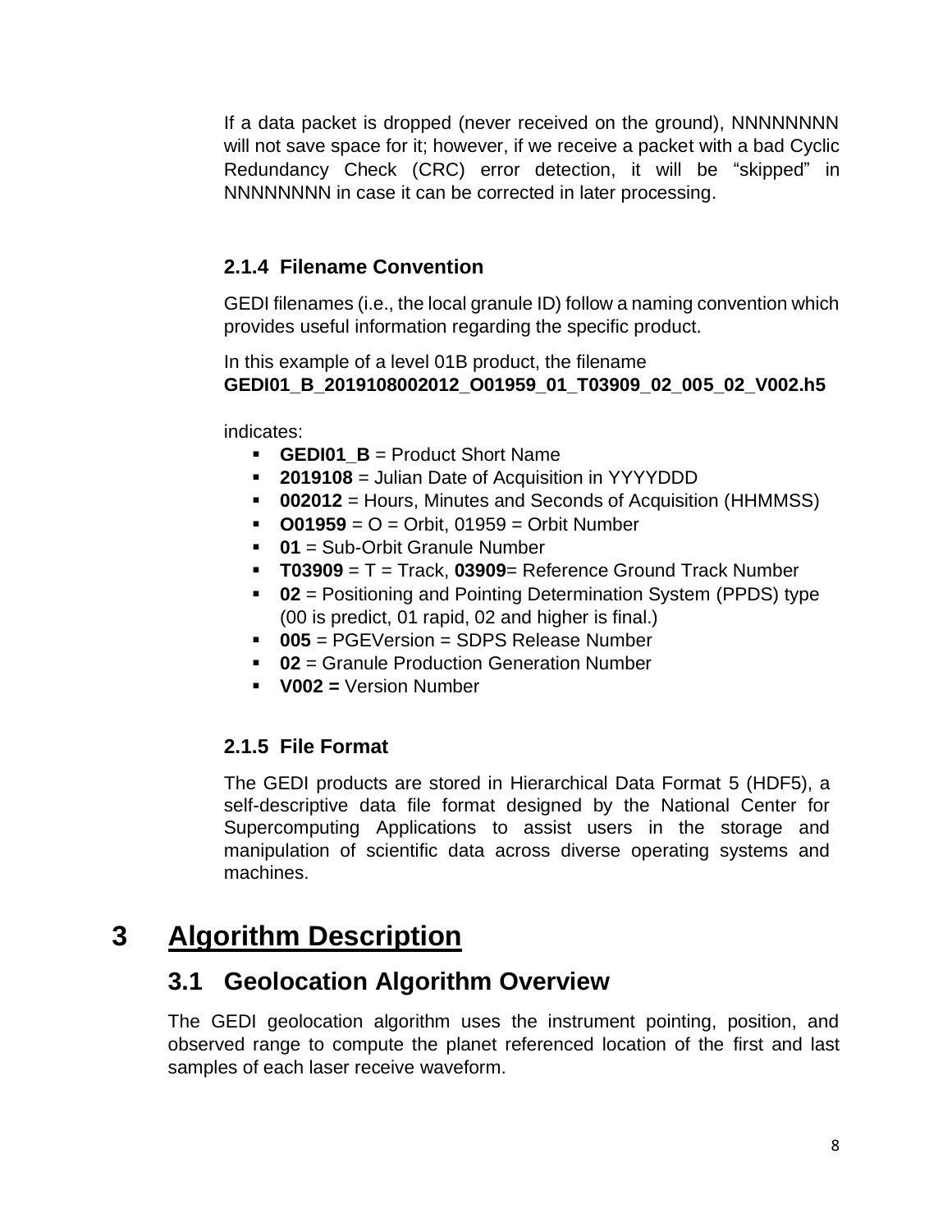If a data packet is dropped (never received on the ground), NNNNNNNN will not save space for it; however, if we receive a packet with a bad Cyclic Redundancy Check (CRC) error detection, it will be "skipped" in NNNNNNNN in case it can be corrected in later processing.

### 2.1.4 Filename Convention

GEDI filenames (i.e., the local granule ID) follow a naming convention which provides useful information regarding the specific product.

In this example of a level 01B product, the filename
**GEDI01_B_2019108002012_O01959_01_T03909_02_005_02_V002.h5**

indicates:

- **GEDI01_B** = Product Short Name
- **2019108** = Julian Date of Acquisition in YYYYDDD
- **002012** = Hours, Minutes and Seconds of Acquisition (HHMMSS)
- **O01959** = O = Orbit, 01959 = Orbit Number
- **01** = Sub-Orbit Granule Number
- **T03909** = T = Track, **03909**= Reference Ground Track Number
- **02** = Positioning and Pointing Determination System (PPDS) type (00 is predict, 01 rapid, 02 and higher is final.)
- **005** = PGEVersion = SDPS Release Number
- **02** = Granule Production Generation Number
- **V002 =** Version Number

### 2.1.5 File Format

The GEDI products are stored in Hierarchical Data Format 5 (HDF5), a self-descriptive data file format designed by the National Center for Supercomputing Applications to assist users in the storage and manipulation of scientific data across diverse operating systems and machines.

# 3 Algorithm Description

## 3.1 Geolocation Algorithm Overview

The GEDI geolocation algorithm uses the instrument pointing, position, and observed range to compute the planet referenced location of the first and last samples of each laser receive waveform.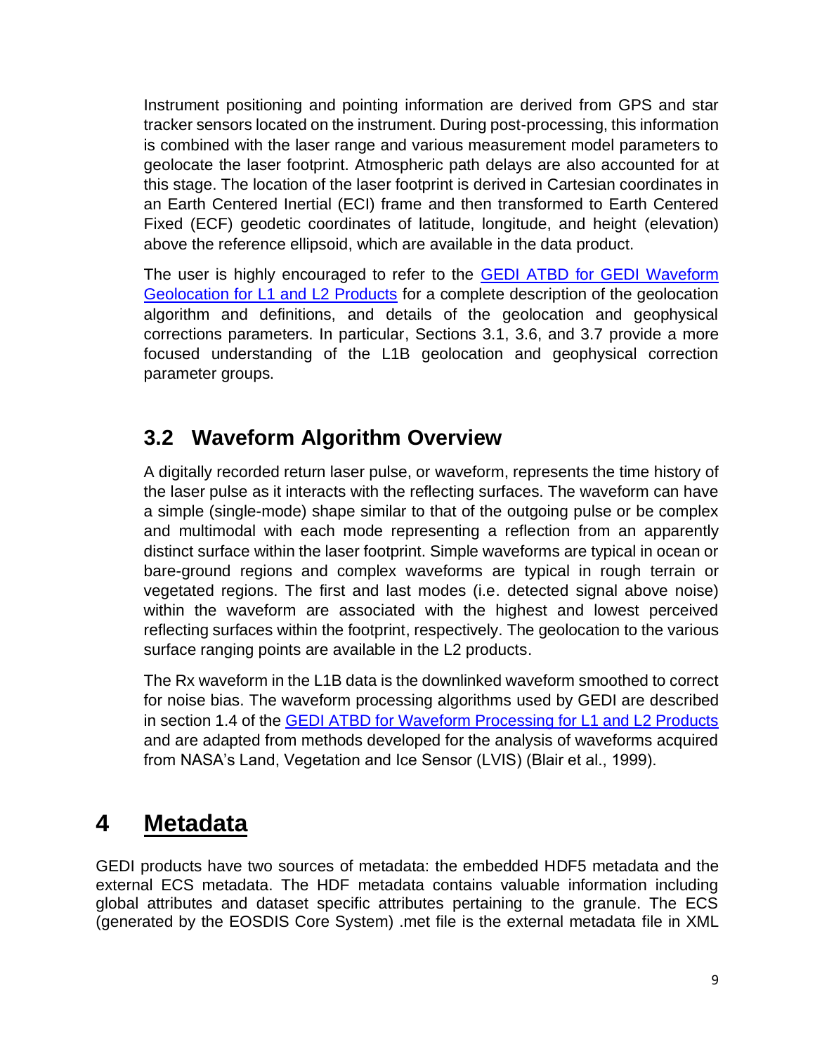Instrument positioning and pointing information are derived from GPS and star tracker sensors located on the instrument. During post-processing, this information is combined with the laser range and various measurement model parameters to geolocate the laser footprint. Atmospheric path delays are also accounted for at this stage. The location of the laser footprint is derived in Cartesian coordinates in an Earth Centered Inertial (ECI) frame and then transformed to Earth Centered Fixed (ECF) geodetic coordinates of latitude, longitude, and height (elevation) above the reference ellipsoid, which are available in the data product.

The user is highly encouraged to refer to the [GEDI ATBD for GEDI Waveform Geolocation for L1 and L2 Products]() for a complete description of the geolocation algorithm and definitions, and details of the geolocation and geophysical corrections parameters. In particular, Sections 3.1, 3.6, and 3.7 provide a more focused understanding of the L1B geolocation and geophysical correction parameter groups.

## 3.2 Waveform Algorithm Overview

A digitally recorded return laser pulse, or waveform, represents the time history of the laser pulse as it interacts with the reflecting surfaces. The waveform can have a simple (single-mode) shape similar to that of the outgoing pulse or be complex and multimodal with each mode representing a reflection from an apparently distinct surface within the laser footprint. Simple waveforms are typical in ocean or bare-ground regions and complex waveforms are typical in rough terrain or vegetated regions. The first and last modes (i.e. detected signal above noise) within the waveform are associated with the highest and lowest perceived reflecting surfaces within the footprint, respectively. The geolocation to the various surface ranging points are available in the L2 products.

The Rx waveform in the L1B data is the downlinked waveform smoothed to correct for noise bias. The waveform processing algorithms used by GEDI are described in section 1.4 of the [GEDI ATBD for Waveform Processing for L1 and L2 Products]() and are adapted from methods developed for the analysis of waveforms acquired from NASA's Land, Vegetation and Ice Sensor (LVIS) (Blair et al., 1999).

# 4 Metadata

GEDI products have two sources of metadata: the embedded HDF5 metadata and the external ECS metadata. The HDF metadata contains valuable information including global attributes and dataset specific attributes pertaining to the granule. The ECS (generated by the EOSDIS Core System) .met file is the external metadata file in XML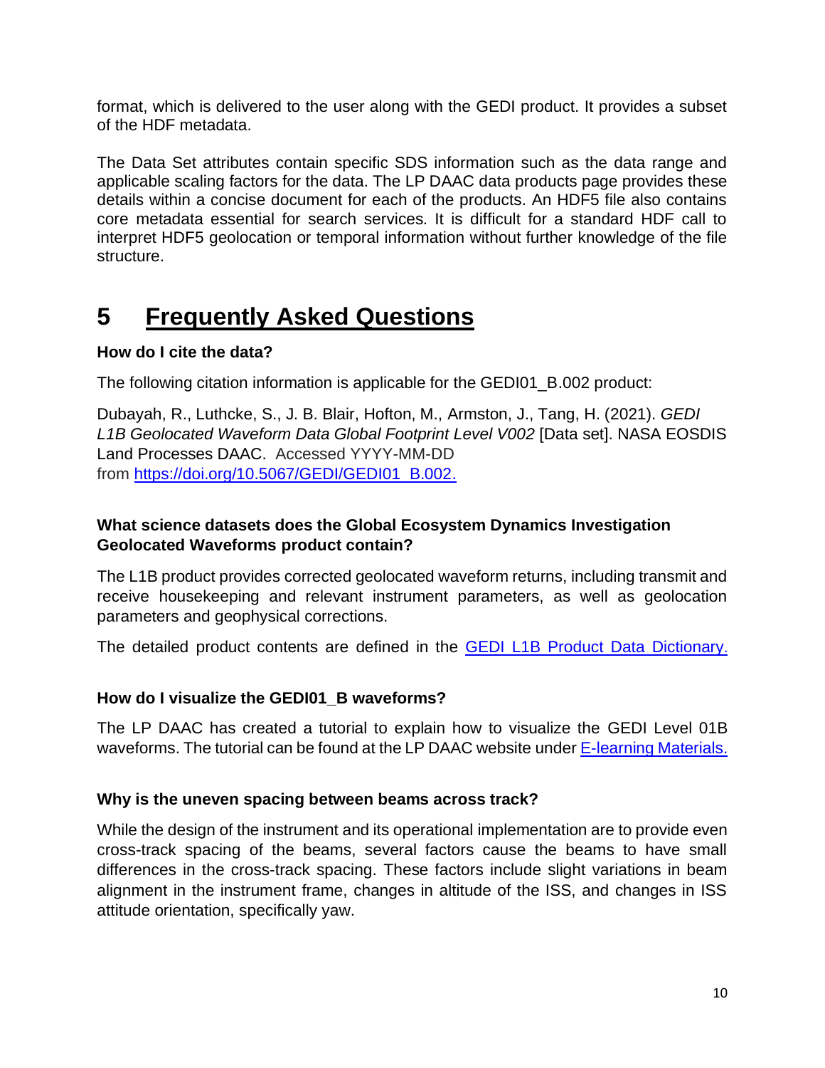format, which is delivered to the user along with the GEDI product. It provides a subset of the HDF metadata.

The Data Set attributes contain specific SDS information such as the data range and applicable scaling factors for the data. The LP DAAC data products page provides these details within a concise document for each of the products. An HDF5 file also contains core metadata essential for search services. It is difficult for a standard HDF call to interpret HDF5 geolocation or temporal information without further knowledge of the file structure.

# 5 Frequently Asked Questions

**How do I cite the data?**

The following citation information is applicable for the GEDI01_B.002 product:

Dubayah, R., Luthcke, S., J. B. Blair, Hofton, M., Armston, J., Tang, H. (2021). *GEDI L1B Geolocated Waveform Data Global Footprint Level V002* [Data set]. NASA EOSDIS Land Processes DAAC. Accessed YYYY-MM-DD from [https://doi.org/10.5067/GEDI/GEDI01_B.002.](https://doi.org/10.5067/GEDI/GEDI01_B.002)

**What science datasets does the Global Ecosystem Dynamics Investigation Geolocated Waveforms product contain?**

The L1B product provides corrected geolocated waveform returns, including transmit and receive housekeeping and relevant instrument parameters, as well as geolocation parameters and geophysical corrections.

The detailed product contents are defined in the GEDI L1B Product Data Dictionary.

**How do I visualize the GEDI01_B waveforms?**

The LP DAAC has created a tutorial to explain how to visualize the GEDI Level 01B waveforms. The tutorial can be found at the LP DAAC website under E-learning Materials.

**Why is the uneven spacing between beams across track?**

While the design of the instrument and its operational implementation are to provide even cross-track spacing of the beams, several factors cause the beams to have small differences in the cross-track spacing. These factors include slight variations in beam alignment in the instrument frame, changes in altitude of the ISS, and changes in ISS attitude orientation, specifically yaw.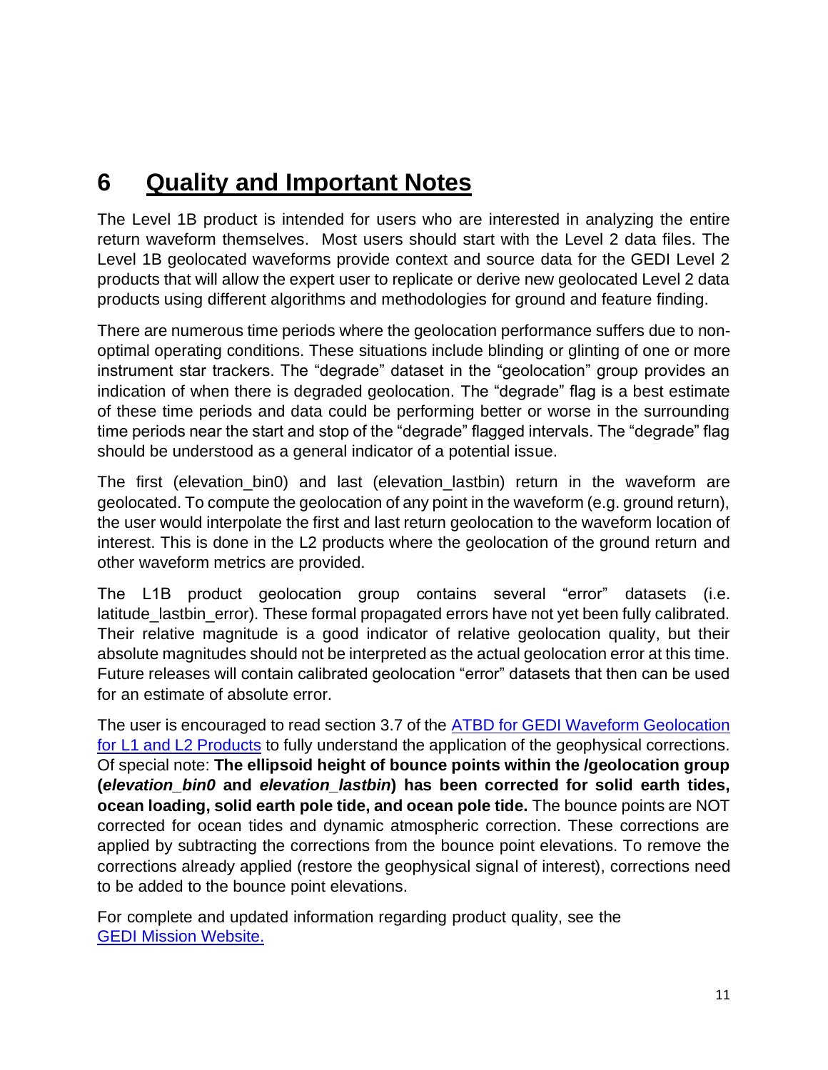# 6 Quality and Important Notes

The Level 1B product is intended for users who are interested in analyzing the entire return waveform themselves. Most users should start with the Level 2 data files. The Level 1B geolocated waveforms provide context and source data for the GEDI Level 2 products that will allow the expert user to replicate or derive new geolocated Level 2 data products using different algorithms and methodologies for ground and feature finding.

There are numerous time periods where the geolocation performance suffers due to non-optimal operating conditions. These situations include blinding or glinting of one or more instrument star trackers. The "degrade" dataset in the "geolocation" group provides an indication of when there is degraded geolocation. The "degrade" flag is a best estimate of these time periods and data could be performing better or worse in the surrounding time periods near the start and stop of the "degrade" flagged intervals. The "degrade" flag should be understood as a general indicator of a potential issue.

The first (elevation_bin0) and last (elevation_lastbin) return in the waveform are geolocated. To compute the geolocation of any point in the waveform (e.g. ground return), the user would interpolate the first and last return geolocation to the waveform location of interest. This is done in the L2 products where the geolocation of the ground return and other waveform metrics are provided.

The L1B product geolocation group contains several "error" datasets (i.e. latitude_lastbin_error). These formal propagated errors have not yet been fully calibrated. Their relative magnitude is a good indicator of relative geolocation quality, but their absolute magnitudes should not be interpreted as the actual geolocation error at this time. Future releases will contain calibrated geolocation "error" datasets that then can be used for an estimate of absolute error.

The user is encouraged to read section 3.7 of the [ATBD for GEDI Waveform Geolocation for L1 and L2 Products]() to fully understand the application of the geophysical corrections. Of special note: **The ellipsoid height of bounce points within the /geolocation group (*elevation_bin0* and *elevation_lastbin*) has been corrected for solid earth tides, ocean loading, solid earth pole tide, and ocean pole tide.** The bounce points are NOT corrected for ocean tides and dynamic atmospheric correction. These corrections are applied by subtracting the corrections from the bounce point elevations. To remove the corrections already applied (restore the geophysical signal of interest), corrections need to be added to the bounce point elevations.

For complete and updated information regarding product quality, see the [GEDI Mission Website.]()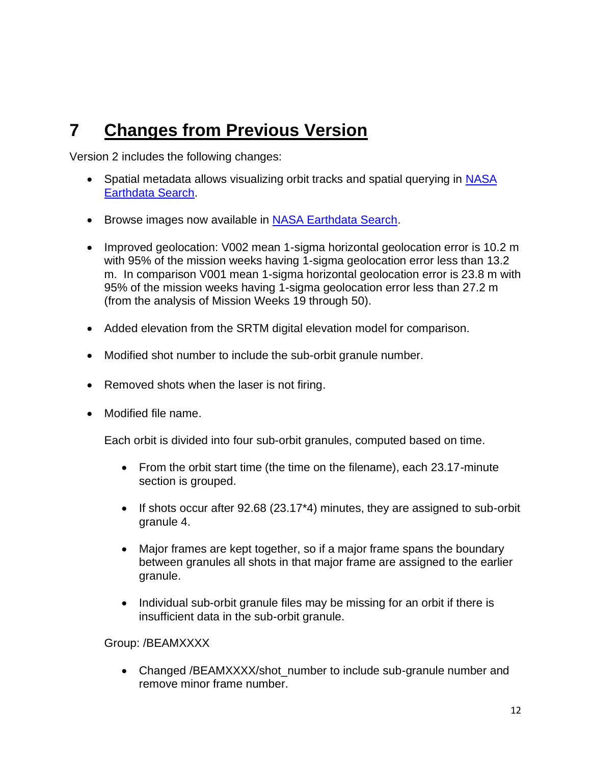# 7 Changes from Previous Version

Version 2 includes the following changes:

- Spatial metadata allows visualizing orbit tracks and spatial querying in [NASA Earthdata Search](NASA Earthdata Search).
- Browse images now available in [NASA Earthdata Search](NASA Earthdata Search).
- Improved geolocation: V002 mean 1-sigma horizontal geolocation error is 10.2 m with 95% of the mission weeks having 1-sigma geolocation error less than 13.2 m. In comparison V001 mean 1-sigma horizontal geolocation error is 23.8 m with 95% of the mission weeks having 1-sigma geolocation error less than 27.2 m (from the analysis of Mission Weeks 19 through 50).
- Added elevation from the SRTM digital elevation model for comparison.
- Modified shot number to include the sub-orbit granule number.
- Removed shots when the laser is not firing.
- Modified file name.

  Each orbit is divided into four sub-orbit granules, computed based on time.

  - From the orbit start time (the time on the filename), each 23.17-minute section is grouped.
  - If shots occur after 92.68 (23.17*4) minutes, they are assigned to sub-orbit granule 4.
  - Major frames are kept together, so if a major frame spans the boundary between granules all shots in that major frame are assigned to the earlier granule.
  - Individual sub-orbit granule files may be missing for an orbit if there is insufficient data in the sub-orbit granule.

  Group: /BEAMXXXX

  - Changed /BEAMXXXX/shot_number to include sub-granule number and remove minor frame number.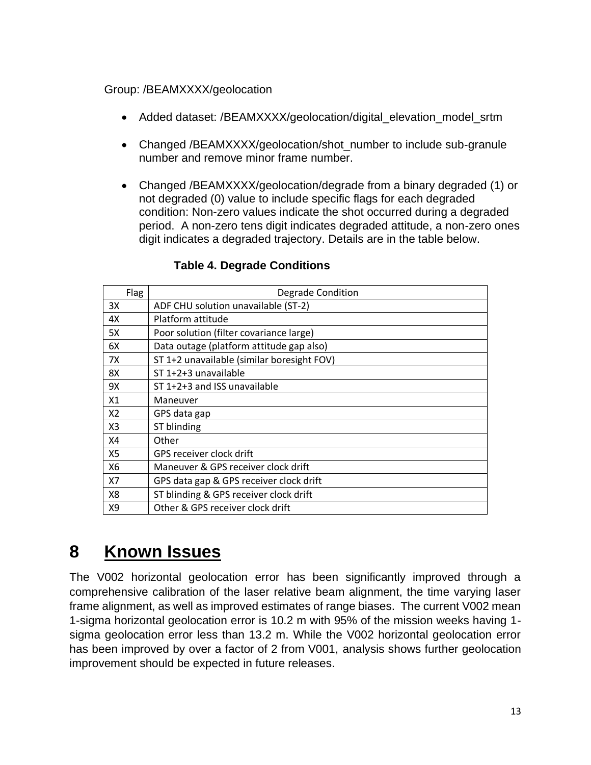Group: /BEAMXXXX/geolocation

- Added dataset: /BEAMXXXX/geolocation/digital_elevation_model_srtm
- Changed /BEAMXXXX/geolocation/shot_number to include sub-granule number and remove minor frame number.
- Changed /BEAMXXXX/geolocation/degrade from a binary degraded (1) or not degraded (0) value to include specific flags for each degraded condition: Non-zero values indicate the shot occurred during a degraded period. A non-zero tens digit indicates degraded attitude, a non-zero ones digit indicates a degraded trajectory. Details are in the table below.

**Table 4. Degrade Conditions**

| Flag | Degrade Condition |
|---|---|
| 3X | ADF CHU solution unavailable (ST-2) |
| 4X | Platform attitude |
| 5X | Poor solution (filter covariance large) |
| 6X | Data outage (platform attitude gap also) |
| 7X | ST 1+2 unavailable (similar boresight FOV) |
| 8X | ST 1+2+3 unavailable |
| 9X | ST 1+2+3 and ISS unavailable |
| X1 | Maneuver |
| X2 | GPS data gap |
| X3 | ST blinding |
| X4 | Other |
| X5 | GPS receiver clock drift |
| X6 | Maneuver & GPS receiver clock drift |
| X7 | GPS data gap & GPS receiver clock drift |
| X8 | ST blinding & GPS receiver clock drift |
| X9 | Other & GPS receiver clock drift |

# 8 Known Issues

The V002 horizontal geolocation error has been significantly improved through a comprehensive calibration of the laser relative beam alignment, the time varying laser frame alignment, as well as improved estimates of range biases. The current V002 mean 1-sigma horizontal geolocation error is 10.2 m with 95% of the mission weeks having 1-sigma geolocation error less than 13.2 m. While the V002 horizontal geolocation error has been improved by over a factor of 2 from V001, analysis shows further geolocation improvement should be expected in future releases.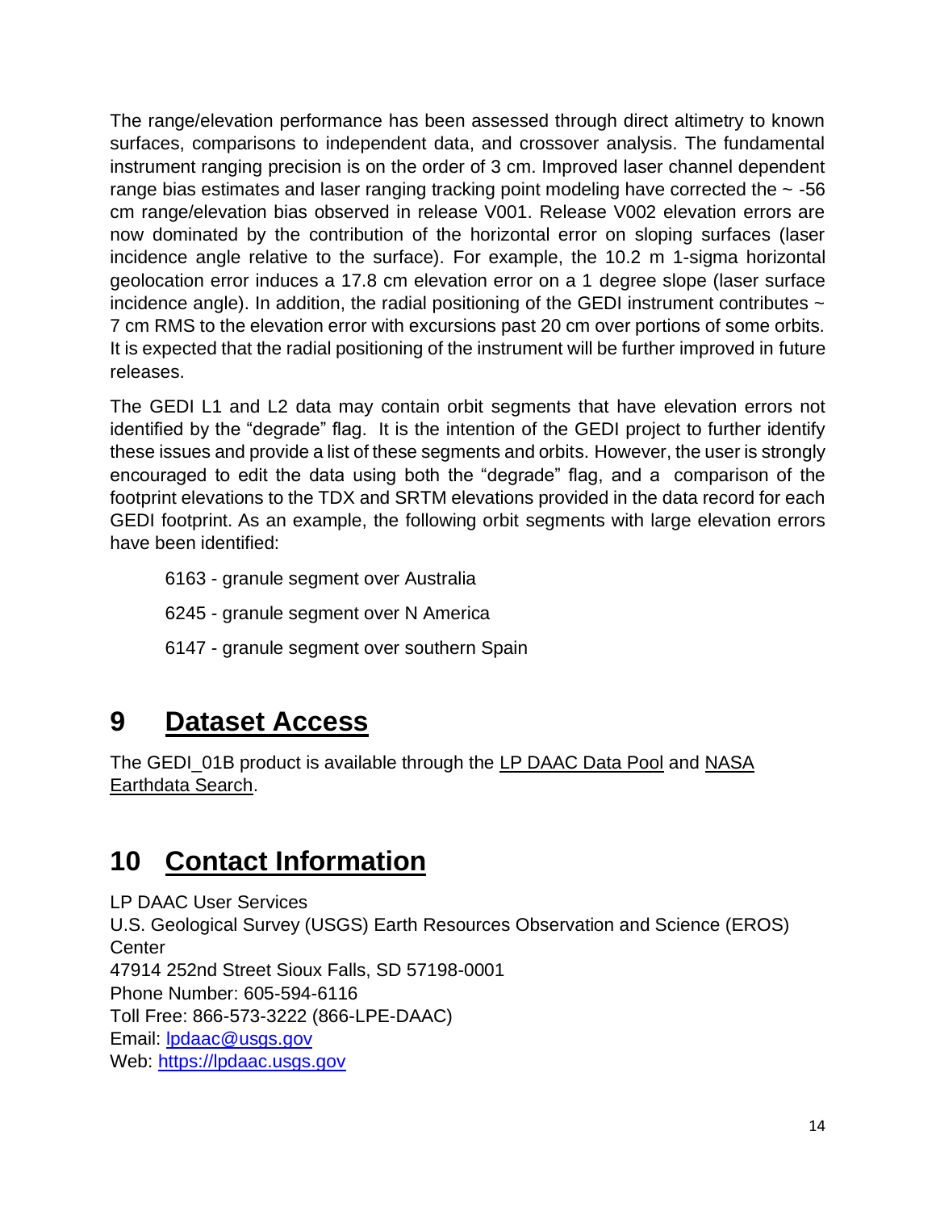The range/elevation performance has been assessed through direct altimetry to known surfaces, comparisons to independent data, and crossover analysis. The fundamental instrument ranging precision is on the order of 3 cm. Improved laser channel dependent range bias estimates and laser ranging tracking point modeling have corrected the ~ -56 cm range/elevation bias observed in release V001. Release V002 elevation errors are now dominated by the contribution of the horizontal error on sloping surfaces (laser incidence angle relative to the surface). For example, the 10.2 m 1-sigma horizontal geolocation error induces a 17.8 cm elevation error on a 1 degree slope (laser surface incidence angle). In addition, the radial positioning of the GEDI instrument contributes ~ 7 cm RMS to the elevation error with excursions past 20 cm over portions of some orbits. It is expected that the radial positioning of the instrument will be further improved in future releases.

The GEDI L1 and L2 data may contain orbit segments that have elevation errors not identified by the "degrade" flag. It is the intention of the GEDI project to further identify these issues and provide a list of these segments and orbits. However, the user is strongly encouraged to edit the data using both the "degrade" flag, and a comparison of the footprint elevations to the TDX and SRTM elevations provided in the data record for each GEDI footprint. As an example, the following orbit segments with large elevation errors have been identified:

6163 - granule segment over Australia

6245 - granule segment over N America

6147 - granule segment over southern Spain

# 9 Dataset Access

The GEDI_01B product is available through the LP DAAC Data Pool and NASA Earthdata Search.

# 10 Contact Information

LP DAAC User Services
U.S. Geological Survey (USGS) Earth Resources Observation and Science (EROS) Center
47914 252nd Street Sioux Falls, SD 57198-0001
Phone Number: 605-594-6116
Toll Free: 866-573-3222 (866-LPE-DAAC)
Email: lpdaac@usgs.gov
Web: https://lpdaac.usgs.gov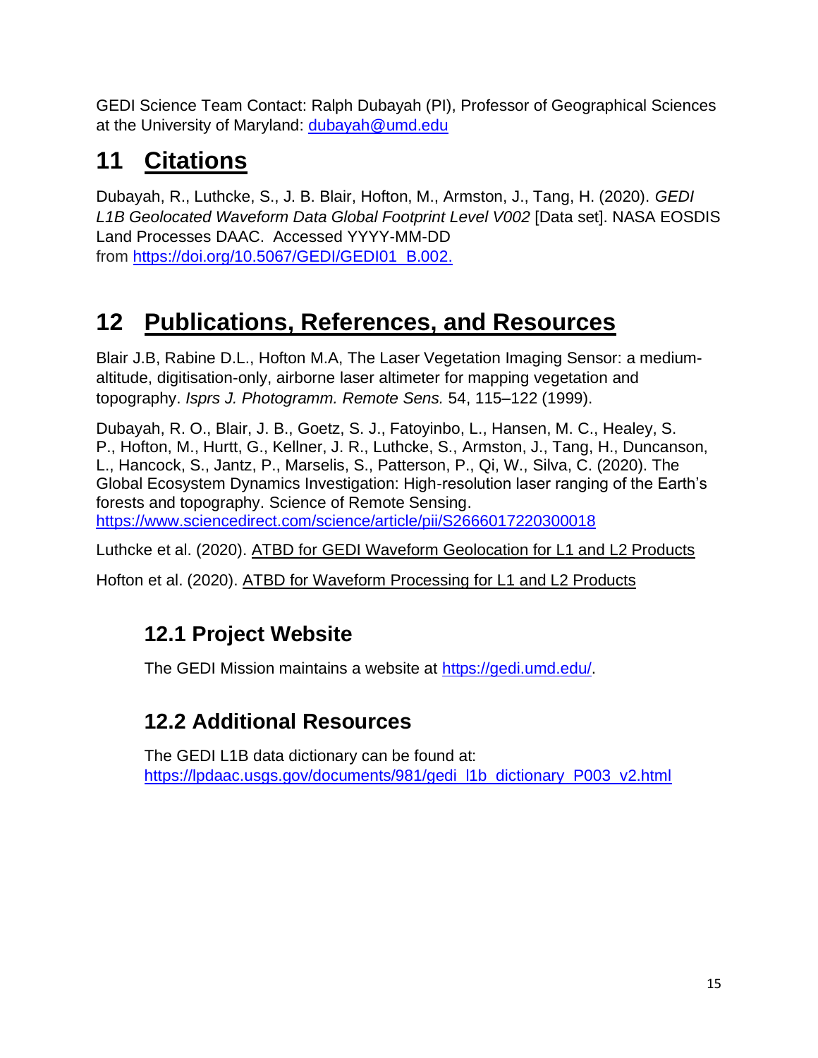GEDI Science Team Contact: Ralph Dubayah (PI), Professor of Geographical Sciences at the University of Maryland: dubayah@umd.edu

# 11 Citations

Dubayah, R., Luthcke, S., J. B. Blair, Hofton, M., Armston, J., Tang, H. (2020). *GEDI L1B Geolocated Waveform Data Global Footprint Level V002* [Data set]. NASA EOSDIS Land Processes DAAC. Accessed YYYY-MM-DD from https://doi.org/10.5067/GEDI/GEDI01_B.002.

# 12 Publications, References, and Resources

Blair J.B, Rabine D.L., Hofton M.A, The Laser Vegetation Imaging Sensor: a medium-altitude, digitisation-only, airborne laser altimeter for mapping vegetation and topography. *Isprs J. Photogramm. Remote Sens.* 54, 115–122 (1999).

Dubayah, R. O., Blair, J. B., Goetz, S. J., Fatoyinbo, L., Hansen, M. C., Healey, S. P., Hofton, M., Hurtt, G., Kellner, J. R., Luthcke, S., Armston, J., Tang, H., Duncanson, L., Hancock, S., Jantz, P., Marselis, S., Patterson, P., Qi, W., Silva, C. (2020). The Global Ecosystem Dynamics Investigation: High-resolution laser ranging of the Earth's forests and topography. Science of Remote Sensing. https://www.sciencedirect.com/science/article/pii/S2666017220300018

Luthcke et al. (2020). ATBD for GEDI Waveform Geolocation for L1 and L2 Products

Hofton et al. (2020). ATBD for Waveform Processing for L1 and L2 Products

## 12.1 Project Website

The GEDI Mission maintains a website at https://gedi.umd.edu/.

## 12.2 Additional Resources

The GEDI L1B data dictionary can be found at: https://lpdaac.usgs.gov/documents/981/gedi_l1b_dictionary_P003_v2.html